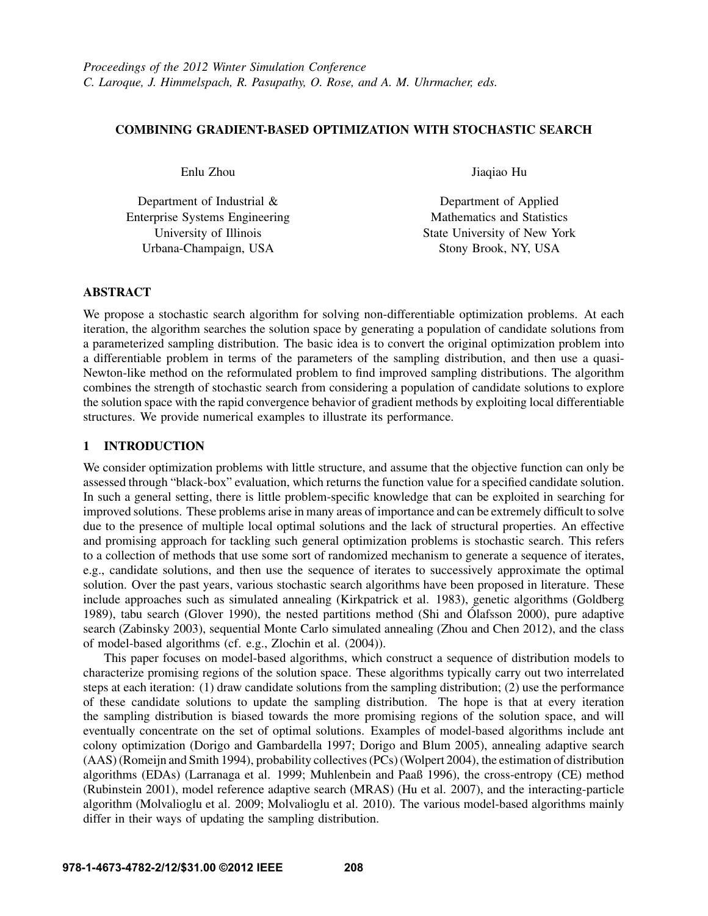# COMBINING GRADIENT-BASED OPTIMIZATION WITH STOCHASTIC SEARCH

Enlu Zhou

Department of Industrial &
Enterprise Systems Engineering
University of Illinois
Urbana-Champaign, USA

Jiaqiao Hu

Department of Applied
Mathematics and Statistics
State University of New York
Stony Brook, NY, USA

## ABSTRACT

We propose a stochastic search algorithm for solving non-differentiable optimization problems. At each iteration, the algorithm searches the solution space by generating a population of candidate solutions from a parameterized sampling distribution. The basic idea is to convert the original optimization problem into a differentiable problem in terms of the parameters of the sampling distribution, and then use a quasi-Newton-like method on the reformulated problem to find improved sampling distributions. The algorithm combines the strength of stochastic search from considering a population of candidate solutions to explore the solution space with the rapid convergence behavior of gradient methods by exploiting local differentiable structures. We provide numerical examples to illustrate its performance.

## 1 INTRODUCTION

We consider optimization problems with little structure, and assume that the objective function can only be assessed through "black-box" evaluation, which returns the function value for a specified candidate solution. In such a general setting, there is little problem-specific knowledge that can be exploited in searching for improved solutions. These problems arise in many areas of importance and can be extremely difficult to solve due to the presence of multiple local optimal solutions and the lack of structural properties. An effective and promising approach for tackling such general optimization problems is stochastic search. This refers to a collection of methods that use some sort of randomized mechanism to generate a sequence of iterates, e.g., candidate solutions, and then use the sequence of iterates to successively approximate the optimal solution. Over the past years, various stochastic search algorithms have been proposed in literature. These include approaches such as simulated annealing (Kirkpatrick et al. 1983), genetic algorithms (Goldberg 1989), tabu search (Glover 1990), the nested partitions method (Shi and Ólafsson 2000), pure adaptive search (Zabinsky 2003), sequential Monte Carlo simulated annealing (Zhou and Chen 2012), and the class of model-based algorithms (cf. e.g., Zlochin et al. (2004)).

This paper focuses on model-based algorithms, which construct a sequence of distribution models to characterize promising regions of the solution space. These algorithms typically carry out two interrelated steps at each iteration: (1) draw candidate solutions from the sampling distribution; (2) use the performance of these candidate solutions to update the sampling distribution. The hope is that at every iteration the sampling distribution is biased towards the more promising regions of the solution space, and will eventually concentrate on the set of optimal solutions. Examples of model-based algorithms include ant colony optimization (Dorigo and Gambardella 1997; Dorigo and Blum 2005), annealing adaptive search (AAS) (Romeijn and Smith 1994), probability collectives (PCs) (Wolpert 2004), the estimation of distribution algorithms (EDAs) (Larranaga et al. 1999; Muhlenbein and Paaß 1996), the cross-entropy (CE) method (Rubinstein 2001), model reference adaptive search (MRAS) (Hu et al. 2007), and the interacting-particle algorithm (Molvalioglu et al. 2009; Molvalioglu et al. 2010). The various model-based algorithms mainly differ in their ways of updating the sampling distribution.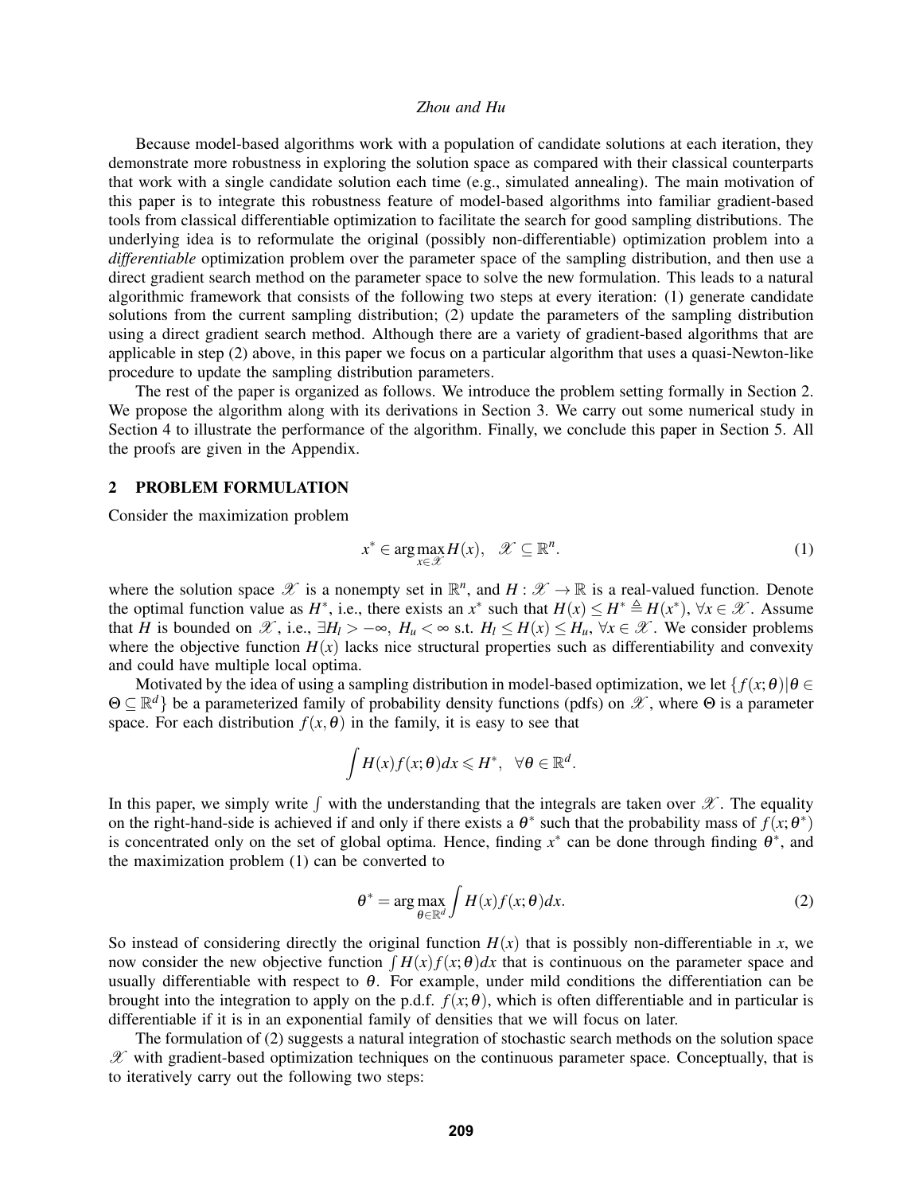Because model-based algorithms work with a population of candidate solutions at each iteration, they demonstrate more robustness in exploring the solution space as compared with their classical counterparts that work with a single candidate solution each time (e.g., simulated annealing). The main motivation of this paper is to integrate this robustness feature of model-based algorithms into familiar gradient-based tools from classical differentiable optimization to facilitate the search for good sampling distributions. The underlying idea is to reformulate the original (possibly non-differentiable) optimization problem into a *differentiable* optimization problem over the parameter space of the sampling distribution, and then use a direct gradient search method on the parameter space to solve the new formulation. This leads to a natural algorithmic framework that consists of the following two steps at every iteration: (1) generate candidate solutions from the current sampling distribution; (2) update the parameters of the sampling distribution using a direct gradient search method. Although there are a variety of gradient-based algorithms that are applicable in step (2) above, in this paper we focus on a particular algorithm that uses a quasi-Newton-like procedure to update the sampling distribution parameters.

The rest of the paper is organized as follows. We introduce the problem setting formally in Section 2. We propose the algorithm along with its derivations in Section 3. We carry out some numerical study in Section 4 to illustrate the performance of the algorithm. Finally, we conclude this paper in Section 5. All the proofs are given in the Appendix.

## 2 PROBLEM FORMULATION

Consider the maximization problem

$$x^* \in \arg\max_{x \in \mathscr{X}} H(x), \quad \mathscr{X} \subseteq \mathbb{R}^n. \tag{1}$$

where the solution space $\mathscr{X}$ is a nonempty set in $\mathbb{R}^n$, and $H : \mathscr{X} \to \mathbb{R}$ is a real-valued function. Denote the optimal function value as $H^*$, i.e., there exists an $x^*$ such that $H(x) \leq H^* \triangleq H(x^*)$, $\forall x \in \mathscr{X}$. Assume that $H$ is bounded on $\mathscr{X}$, i.e., $\exists H_l > -\infty$, $H_u < \infty$ s.t. $H_l \leq H(x) \leq H_u$, $\forall x \in \mathscr{X}$. We consider problems where the objective function $H(x)$ lacks nice structural properties such as differentiability and convexity and could have multiple local optima.

Motivated by the idea of using a sampling distribution in model-based optimization, we let $\{f(x;\theta)|\theta \in \Theta \subseteq \mathbb{R}^d\}$ be a parameterized family of probability density functions (pdfs) on $\mathscr{X}$, where $\Theta$ is a parameter space. For each distribution $f(x,\theta)$ in the family, it is easy to see that

$$\int H(x)f(x;\theta)dx \leqslant H^*, \quad \forall \theta \in \mathbb{R}^d.$$

In this paper, we simply write $\int$ with the understanding that the integrals are taken over $\mathscr{X}$. The equality on the right-hand-side is achieved if and only if there exists a $\theta^*$ such that the probability mass of $f(x;\theta^*)$ is concentrated only on the set of global optima. Hence, finding $x^*$ can be done through finding $\theta^*$, and the maximization problem (1) can be converted to

$$\theta^* = \arg\max_{\theta \in \mathbb{R}^d} \int H(x)f(x;\theta)dx. \tag{2}$$

So instead of considering directly the original function $H(x)$ that is possibly non-differentiable in $x$, we now consider the new objective function $\int H(x)f(x;\theta)dx$ that is continuous on the parameter space and usually differentiable with respect to $\theta$. For example, under mild conditions the differentiation can be brought into the integration to apply on the p.d.f. $f(x;\theta)$, which is often differentiable and in particular is differentiable if it is in an exponential family of densities that we will focus on later.

The formulation of (2) suggests a natural integration of stochastic search methods on the solution space $\mathscr{X}$ with gradient-based optimization techniques on the continuous parameter space. Conceptually, that is to iteratively carry out the following two steps: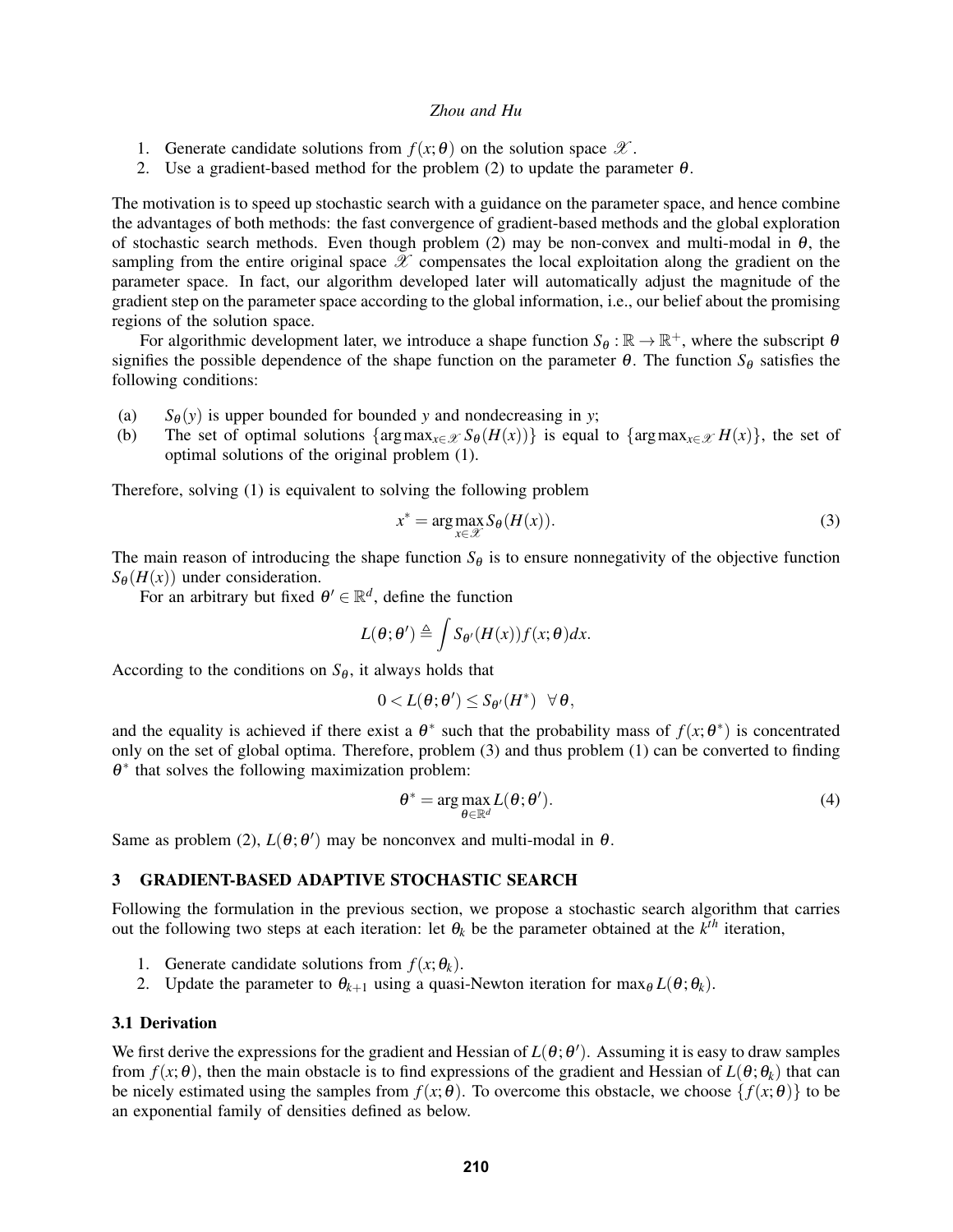1. Generate candidate solutions from $f(x;\theta)$ on the solution space $\mathscr{X}$.
2. Use a gradient-based method for the problem (2) to update the parameter $\theta$.

The motivation is to speed up stochastic search with a guidance on the parameter space, and hence combine the advantages of both methods: the fast convergence of gradient-based methods and the global exploration of stochastic search methods. Even though problem (2) may be non-convex and multi-modal in $\theta$, the sampling from the entire original space $\mathscr{X}$ compensates the local exploitation along the gradient on the parameter space. In fact, our algorithm developed later will automatically adjust the magnitude of the gradient step on the parameter space according to the global information, i.e., our belief about the promising regions of the solution space.

For algorithmic development later, we introduce a shape function $S_\theta : \mathbb{R} \to \mathbb{R}^+$, where the subscript $\theta$ signifies the possible dependence of the shape function on the parameter $\theta$. The function $S_\theta$ satisfies the following conditions:

(a) $S_\theta(y)$ is upper bounded for bounded $y$ and nondecreasing in $y$;

(b) The set of optimal solutions $\{\arg\max_{x\in\mathscr{X}} S_\theta(H(x))\}$ is equal to $\{\arg\max_{x\in\mathscr{X}} H(x)\}$, the set of optimal solutions of the original problem (1).

Therefore, solving (1) is equivalent to solving the following problem

$$x^* = \arg\max_{x\in\mathscr{X}} S_\theta(H(x)). \tag{3}$$

The main reason of introducing the shape function $S_\theta$ is to ensure nonnegativity of the objective function $S_\theta(H(x))$ under consideration.

For an arbitrary but fixed $\theta' \in \mathbb{R}^d$, define the function

$$L(\theta;\theta') \triangleq \int S_{\theta'}(H(x)) f(x;\theta) dx.$$

According to the conditions on $S_\theta$, it always holds that

$$0 < L(\theta;\theta') \le S_{\theta'}(H^*) \quad \forall \theta,$$

and the equality is achieved if there exist a $\theta^*$ such that the probability mass of $f(x;\theta^*)$ is concentrated only on the set of global optima. Therefore, problem (3) and thus problem (1) can be converted to finding $\theta^*$ that solves the following maximization problem:

$$\theta^* = \arg\max_{\theta\in\mathbb{R}^d} L(\theta;\theta'). \tag{4}$$

Same as problem (2), $L(\theta;\theta')$ may be nonconvex and multi-modal in $\theta$.

## 3 GRADIENT-BASED ADAPTIVE STOCHASTIC SEARCH

Following the formulation in the previous section, we propose a stochastic search algorithm that carries out the following two steps at each iteration: let $\theta_k$ be the parameter obtained at the $k^{th}$ iteration,

1. Generate candidate solutions from $f(x;\theta_k)$.
2. Update the parameter to $\theta_{k+1}$ using a quasi-Newton iteration for $\max_\theta L(\theta;\theta_k)$.

### 3.1 Derivation

We first derive the expressions for the gradient and Hessian of $L(\theta;\theta')$. Assuming it is easy to draw samples from $f(x;\theta)$, then the main obstacle is to find expressions of the gradient and Hessian of $L(\theta;\theta_k)$ that can be nicely estimated using the samples from $f(x;\theta)$. To overcome this obstacle, we choose $\{f(x;\theta)\}$ to be an exponential family of densities defined as below.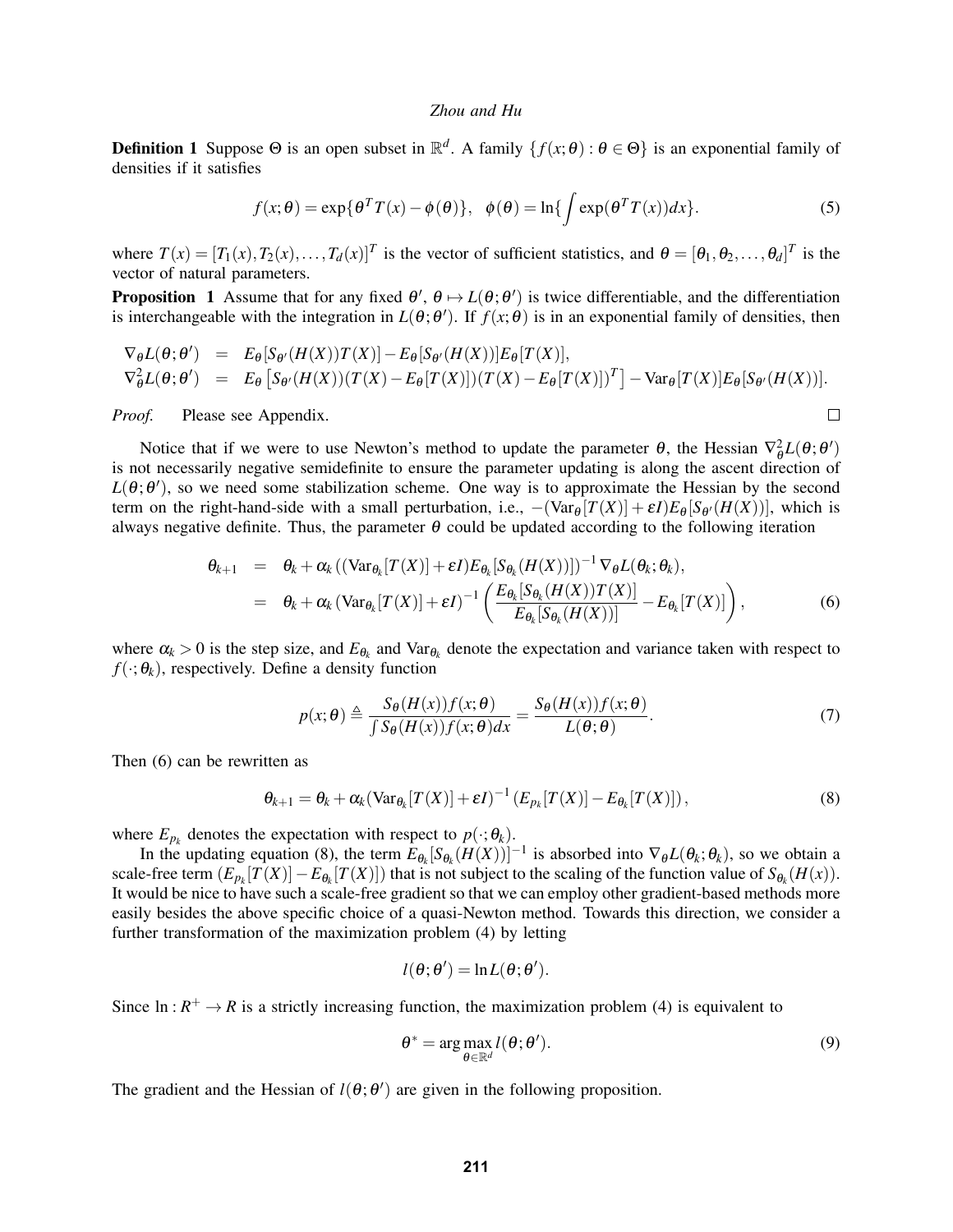**Definition 1** Suppose $\Theta$ is an open subset in $\mathbb{R}^d$. A family $\{f(x;\theta) : \theta \in \Theta\}$ is an exponential family of densities if it satisfies

$$f(x;\theta) = \exp\{\theta^T T(x) - \phi(\theta)\}, \quad \phi(\theta) = \ln\{\int \exp(\theta^T T(x))dx\}. \tag{5}$$

where $T(x) = [T_1(x), T_2(x), \ldots, T_d(x)]^T$ is the vector of sufficient statistics, and $\theta = [\theta_1, \theta_2, \ldots, \theta_d]^T$ is the vector of natural parameters.

**Proposition 1** Assume that for any fixed $\theta'$, $\theta \mapsto L(\theta;\theta')$ is twice differentiable, and the differentiation is interchangeable with the integration in $L(\theta;\theta')$. If $f(x;\theta)$ is in an exponential family of densities, then

$$\begin{aligned}
\nabla_\theta L(\theta;\theta') &= E_\theta[S_{\theta'}(H(X))T(X)] - E_\theta[S_{\theta'}(H(X))]E_\theta[T(X)], \\
\nabla^2_\theta L(\theta;\theta') &= E_\theta\left[S_{\theta'}(H(X))(T(X) - E_\theta[T(X)])(T(X) - E_\theta[T(X)])^T\right] - \mathrm{Var}_\theta[T(X)]E_\theta[S_{\theta'}(H(X))].
\end{aligned}$$

*Proof.* Please see Appendix. □

Notice that if we were to use Newton's method to update the parameter $\theta$, the Hessian $\nabla^2_\theta L(\theta;\theta')$ is not necessarily negative semidefinite to ensure the parameter updating is along the ascent direction of $L(\theta;\theta')$, so we need some stabilization scheme. One way is to approximate the Hessian by the second term on the right-hand-side with a small perturbation, i.e., $-(\mathrm{Var}_\theta[T(X)] + \varepsilon I)E_\theta[S_{\theta'}(H(X))]$, which is always negative definite. Thus, the parameter $\theta$ could be updated according to the following iteration

$$\begin{aligned}
\theta_{k+1} &= \theta_k + \alpha_k\left((\mathrm{Var}_{\theta_k}[T(X)] + \varepsilon I)E_{\theta_k}[S_{\theta_k}(H(X))]\right)^{-1}\nabla_\theta L(\theta_k;\theta_k), \\
&= \theta_k + \alpha_k\left(\mathrm{Var}_{\theta_k}[T(X)] + \varepsilon I\right)^{-1}\left(\frac{E_{\theta_k}[S_{\theta_k}(H(X))T(X)]}{E_{\theta_k}[S_{\theta_k}(H(X))]} - E_{\theta_k}[T(X)]\right),
\end{aligned} \tag{6}$$

where $\alpha_k > 0$ is the step size, and $E_{\theta_k}$ and $\mathrm{Var}_{\theta_k}$ denote the expectation and variance taken with respect to $f(\cdot;\theta_k)$, respectively. Define a density function

$$p(x;\theta) \triangleq \frac{S_\theta(H(x))f(x;\theta)}{\int S_\theta(H(x))f(x;\theta)dx} = \frac{S_\theta(H(x))f(x;\theta)}{L(\theta;\theta)}. \tag{7}$$

Then (6) can be rewritten as

$$\theta_{k+1} = \theta_k + \alpha_k(\mathrm{Var}_{\theta_k}[T(X)] + \varepsilon I)^{-1}\left(E_{p_k}[T(X)] - E_{\theta_k}[T(X)]\right), \tag{8}$$

where $E_{p_k}$ denotes the expectation with respect to $p(\cdot;\theta_k)$.

In the updating equation (8), the term $E_{\theta_k}[S_{\theta_k}(H(X))]^{-1}$ is absorbed into $\nabla_\theta L(\theta_k;\theta_k)$, so we obtain a scale-free term $(E_{p_k}[T(X)] - E_{\theta_k}[T(X)])$ that is not subject to the scaling of the function value of $S_{\theta_k}(H(x))$. It would be nice to have such a scale-free gradient so that we can employ other gradient-based methods more easily besides the above specific choice of a quasi-Newton method. Towards this direction, we consider a further transformation of the maximization problem (4) by letting

$$l(\theta;\theta') = \ln L(\theta;\theta').$$

Since $\ln : R^+ \to R$ is a strictly increasing function, the maximization problem (4) is equivalent to

$$\theta^* = \arg\max_{\theta \in \mathbb{R}^d} l(\theta;\theta'). \tag{9}$$

The gradient and the Hessian of $l(\theta;\theta')$ are given in the following proposition.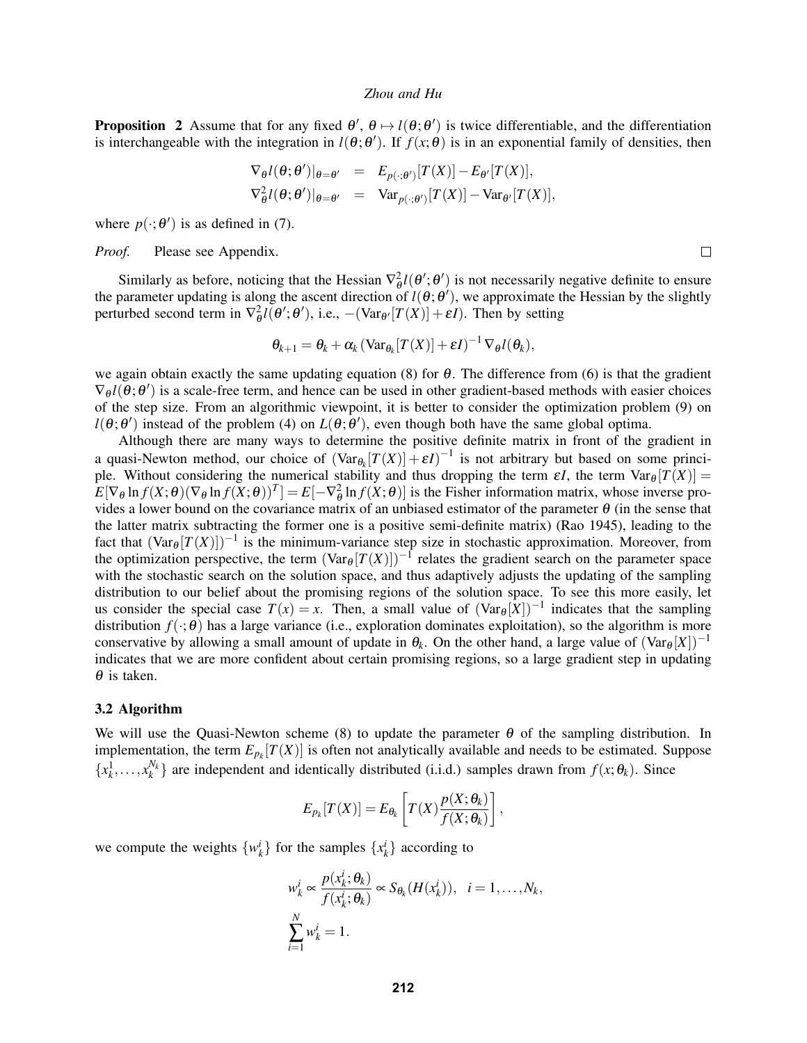**Proposition 2** Assume that for any fixed $\theta'$, $\theta \mapsto l(\theta;\theta')$ is twice differentiable, and the differentiation is interchangeable with the integration in $l(\theta;\theta')$. If $f(x;\theta)$ is in an exponential family of densities, then

$$\begin{aligned}
\nabla_\theta l(\theta;\theta')|_{\theta=\theta'} &= E_{p(\cdot;\theta')}[T(X)] - E_{\theta'}[T(X)], \\
\nabla^2_\theta l(\theta;\theta')|_{\theta=\theta'} &= \mathrm{Var}_{p(\cdot;\theta')}[T(X)] - \mathrm{Var}_{\theta'}[T(X)],
\end{aligned}$$

where $p(\cdot;\theta')$ is as defined in (7).

*Proof.* Please see Appendix. □

Similarly as before, noticing that the Hessian $\nabla^2_\theta l(\theta';\theta')$ is not necessarily negative definite to ensure the parameter updating is along the ascent direction of $l(\theta;\theta')$, we approximate the Hessian by the slightly perturbed second term in $\nabla^2_\theta l(\theta';\theta')$, i.e., $-(\mathrm{Var}_{\theta'}[T(X)] + \varepsilon I)$. Then by setting

$$\theta_{k+1} = \theta_k + \alpha_k \left(\mathrm{Var}_{\theta_k}[T(X)] + \varepsilon I\right)^{-1} \nabla_\theta l(\theta_k),$$

we again obtain exactly the same updating equation (8) for $\theta$. The difference from (6) is that the gradient $\nabla_\theta l(\theta;\theta')$ is a scale-free term, and hence can be used in other gradient-based methods with easier choices of the step size. From an algorithmic viewpoint, it is better to consider the optimization problem (9) on $l(\theta;\theta')$ instead of the problem (4) on $L(\theta;\theta')$, even though both have the same global optima.

Although there are many ways to determine the positive definite matrix in front of the gradient in a quasi-Newton method, our choice of $(\mathrm{Var}_{\theta_k}[T(X)] + \varepsilon I)^{-1}$ is not arbitrary but based on some principle. Without considering the numerical stability and thus dropping the term $\varepsilon I$, the term $\mathrm{Var}_\theta[T(X)] = E[\nabla_\theta \ln f(X;\theta)(\nabla_\theta \ln f(X;\theta))^T] = E[-\nabla^2_\theta \ln f(X;\theta)]$ is the Fisher information matrix, whose inverse provides a lower bound on the covariance matrix of an unbiased estimator of the parameter $\theta$ (in the sense that the latter matrix subtracting the former one is a positive semi-definite matrix) (Rao 1945), leading to the fact that $(\mathrm{Var}_\theta[T(X)])^{-1}$ is the minimum-variance step size in stochastic approximation. Moreover, from the optimization perspective, the term $(\mathrm{Var}_\theta[T(X)])^{-1}$ relates the gradient search on the parameter space with the stochastic search on the solution space, and thus adaptively adjusts the updating of the sampling distribution to our belief about the promising regions of the solution space. To see this more easily, let us consider the special case $T(x) = x$. Then, a small value of $(\mathrm{Var}_\theta[X])^{-1}$ indicates that the sampling distribution $f(\cdot;\theta)$ has a large variance (i.e., exploration dominates exploitation), so the algorithm is more conservative by allowing a small amount of update in $\theta_k$. On the other hand, a large value of $(\mathrm{Var}_\theta[X])^{-1}$ indicates that we are more confident about certain promising regions, so a large gradient step in updating $\theta$ is taken.

### 3.2 Algorithm

We will use the Quasi-Newton scheme (8) to update the parameter $\theta$ of the sampling distribution. In implementation, the term $E_{p_k}[T(X)]$ is often not analytically available and needs to be estimated. Suppose $\{x_k^1, \ldots, x_k^{N_k}\}$ are independent and identically distributed (i.i.d.) samples drawn from $f(x;\theta_k)$. Since

$$E_{p_k}[T(X)] = E_{\theta_k}\left[T(X)\frac{p(X;\theta_k)}{f(X;\theta_k)}\right],$$

we compute the weights $\{w_k^i\}$ for the samples $\{x_k^i\}$ according to

$$\begin{aligned}
& w_k^i \propto \frac{p(x_k^i;\theta_k)}{f(x_k^i;\theta_k)} \propto S_{\theta_k}(H(x_k^i)), \quad i = 1, \ldots, N_k, \\
& \sum_{i=1}^{N} w_k^i = 1.
\end{aligned}$$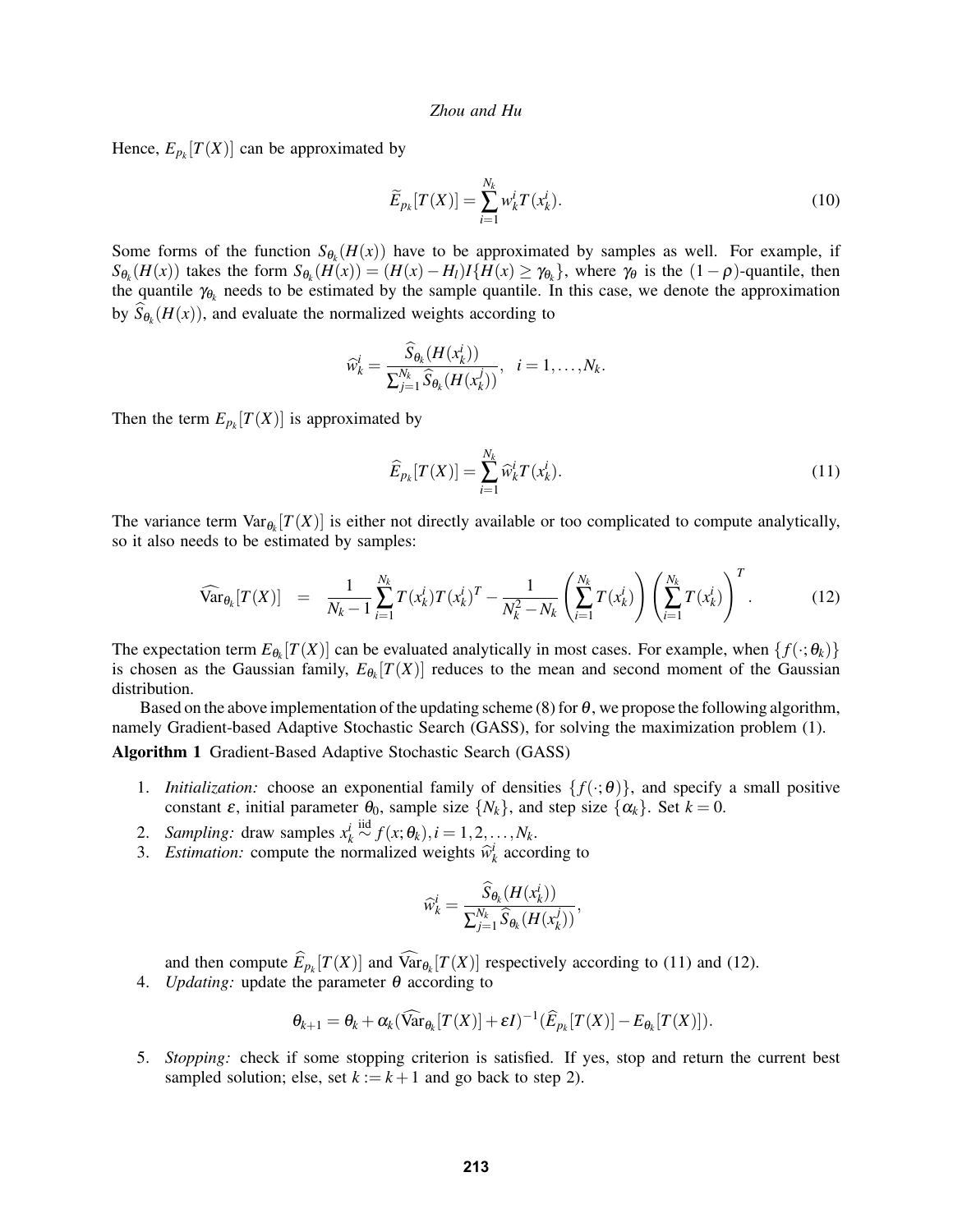Hence, $E_{p_k}[T(X)]$ can be approximated by

$$\widetilde{E}_{p_k}[T(X)] = \sum_{i=1}^{N_k} w_k^i T(x_k^i). \tag{10}$$

Some forms of the function $S_{\theta_k}(H(x))$ have to be approximated by samples as well. For example, if $S_{\theta_k}(H(x))$ takes the form $S_{\theta_k}(H(x)) = (H(x) - H_l)I\{H(x) \geq \gamma_{\theta_k}\}$, where $\gamma_\theta$ is the $(1-\rho)$-quantile, then the quantile $\gamma_{\theta_k}$ needs to be estimated by the sample quantile. In this case, we denote the approximation by $\widehat{S}_{\theta_k}(H(x))$, and evaluate the normalized weights according to

$$\widehat{w}_k^i = \frac{\widehat{S}_{\theta_k}(H(x_k^i))}{\sum_{j=1}^{N_k} \widehat{S}_{\theta_k}(H(x_k^j))}, \quad i = 1, \ldots, N_k.$$

Then the term $E_{p_k}[T(X)]$ is approximated by

$$\widehat{E}_{p_k}[T(X)] = \sum_{i=1}^{N_k} \widehat{w}_k^i T(x_k^i). \tag{11}$$

The variance term $\mathrm{Var}_{\theta_k}[T(X)]$ is either not directly available or too complicated to compute analytically, so it also needs to be estimated by samples:

$$\widehat{\mathrm{Var}}_{\theta_k}[T(X)] \quad = \quad \frac{1}{N_k - 1} \sum_{i=1}^{N_k} T(x_k^i) T(x_k^i)^T - \frac{1}{N_k^2 - N_k} \left( \sum_{i=1}^{N_k} T(x_k^i) \right) \left( \sum_{i=1}^{N_k} T(x_k^i) \right)^T. \tag{12}$$

The expectation term $E_{\theta_k}[T(X)]$ can be evaluated analytically in most cases. For example, when $\{f(\cdot;\theta_k)\}$ is chosen as the Gaussian family, $E_{\theta_k}[T(X)]$ reduces to the mean and second moment of the Gaussian distribution.

Based on the above implementation of the updating scheme (8) for $\theta$, we propose the following algorithm, namely Gradient-based Adaptive Stochastic Search (GASS), for solving the maximization problem (1).

**Algorithm 1** Gradient-Based Adaptive Stochastic Search (GASS)

1. *Initialization:* choose an exponential family of densities $\{f(\cdot;\theta)\}$, and specify a small positive constant $\varepsilon$, initial parameter $\theta_0$, sample size $\{N_k\}$, and step size $\{\alpha_k\}$. Set $k = 0$.
2. *Sampling:* draw samples $x_k^i \overset{\text{iid}}{\sim} f(x;\theta_k), i = 1, 2, \ldots, N_k$.
3. *Estimation:* compute the normalized weights $\widehat{w}_k^i$ according to

   $$\widehat{w}_k^i = \frac{\widehat{S}_{\theta_k}(H(x_k^i))}{\sum_{j=1}^{N_k} \widehat{S}_{\theta_k}(H(x_k^j))},$$

   and then compute $\widehat{E}_{p_k}[T(X)]$ and $\widehat{\mathrm{Var}}_{\theta_k}[T(X)]$ respectively according to (11) and (12).
4. *Updating:* update the parameter $\theta$ according to

   $$\theta_{k+1} = \theta_k + \alpha_k (\widehat{\mathrm{Var}}_{\theta_k}[T(X)] + \varepsilon I)^{-1} (\widehat{E}_{p_k}[T(X)] - E_{\theta_k}[T(X)]).$$

5. *Stopping:* check if some stopping criterion is satisfied. If yes, stop and return the current best sampled solution; else, set $k := k+1$ and go back to step 2).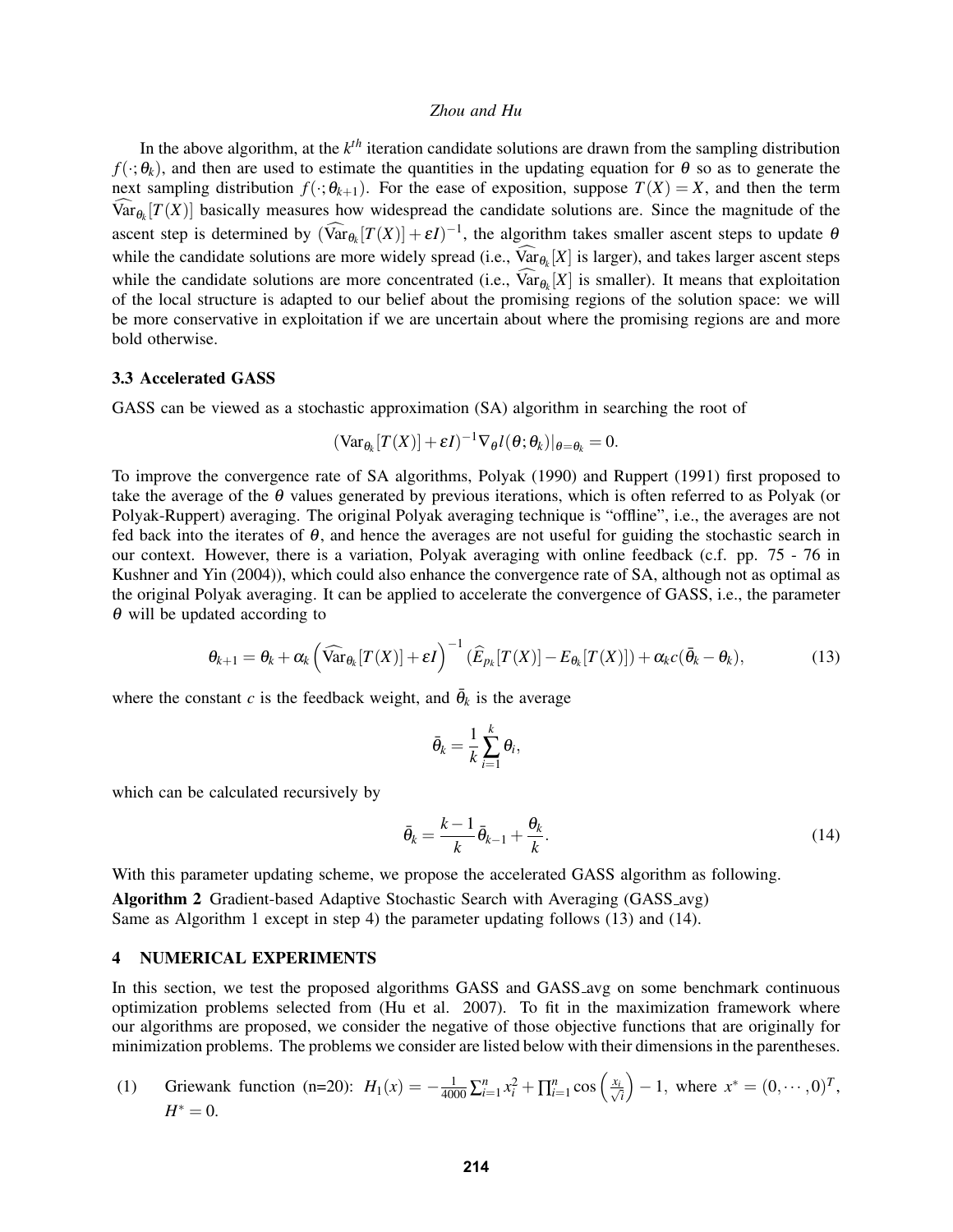In the above algorithm, at the $k^{th}$ iteration candidate solutions are drawn from the sampling distribution $f(\cdot;\theta_k)$, and then are used to estimate the quantities in the updating equation for $\theta$ so as to generate the next sampling distribution $f(\cdot;\theta_{k+1})$. For the ease of exposition, suppose $T(X) = X$, and then the term $\widehat{\mathrm{Var}}_{\theta_k}[T(X)]$ basically measures how widespread the candidate solutions are. Since the magnitude of the ascent step is determined by $(\widehat{\mathrm{Var}}_{\theta_k}[T(X)] + \varepsilon I)^{-1}$, the algorithm takes smaller ascent steps to update $\theta$ while the candidate solutions are more widely spread (i.e., $\widehat{\mathrm{Var}}_{\theta_k}[X]$ is larger), and takes larger ascent steps while the candidate solutions are more concentrated (i.e., $\widehat{\mathrm{Var}}_{\theta_k}[X]$ is smaller). It means that exploitation of the local structure is adapted to our belief about the promising regions of the solution space: we will be more conservative in exploitation if we are uncertain about where the promising regions are and more bold otherwise.

### 3.3 Accelerated GASS

GASS can be viewed as a stochastic approximation (SA) algorithm in searching the root of

$$(\mathrm{Var}_{\theta_k}[T(X)] + \varepsilon I)^{-1} \nabla_\theta l(\theta;\theta_k)|_{\theta=\theta_k} = 0.$$

To improve the convergence rate of SA algorithms, Polyak (1990) and Ruppert (1991) first proposed to take the average of the $\theta$ values generated by previous iterations, which is often referred to as Polyak (or Polyak-Ruppert) averaging. The original Polyak averaging technique is "offline", i.e., the averages are not fed back into the iterates of $\theta$, and hence the averages are not useful for guiding the stochastic search in our context. However, there is a variation, Polyak averaging with online feedback (c.f. pp. 75 - 76 in Kushner and Yin (2004)), which could also enhance the convergence rate of SA, although not as optimal as the original Polyak averaging. It can be applied to accelerate the convergence of GASS, i.e., the parameter $\theta$ will be updated according to

$$\theta_{k+1} = \theta_k + \alpha_k \left(\widehat{\mathrm{Var}}_{\theta_k}[T(X)] + \varepsilon I\right)^{-1} (\widehat{E}_{p_k}[T(X)] - E_{\theta_k}[T(X)]) + \alpha_k c(\bar{\theta}_k - \theta_k), \tag{13}$$

where the constant $c$ is the feedback weight, and $\bar{\theta}_k$ is the average

$$\bar{\theta}_k = \frac{1}{k}\sum_{i=1}^{k} \theta_i,$$

which can be calculated recursively by

$$\bar{\theta}_k = \frac{k-1}{k}\bar{\theta}_{k-1} + \frac{\theta_k}{k}. \tag{14}$$

With this parameter updating scheme, we propose the accelerated GASS algorithm as following.

**Algorithm 2** Gradient-based Adaptive Stochastic Search with Averaging (GASS_avg)
Same as Algorithm 1 except in step 4) the parameter updating follows (13) and (14).

## 4 NUMERICAL EXPERIMENTS

In this section, we test the proposed algorithms GASS and GASS_avg on some benchmark continuous optimization problems selected from (Hu et al. 2007). To fit in the maximization framework where our algorithms are proposed, we consider the negative of those objective functions that are originally for minimization problems. The problems we consider are listed below with their dimensions in the parentheses.

(1) Griewank function (n=20): $H_1(x) = -\frac{1}{4000}\sum_{i=1}^{n} x_i^2 + \prod_{i=1}^{n}\cos\left(\frac{x_i}{\sqrt{i}}\right) - 1$, where $x^* = (0,\cdots,0)^T$, $H^* = 0$.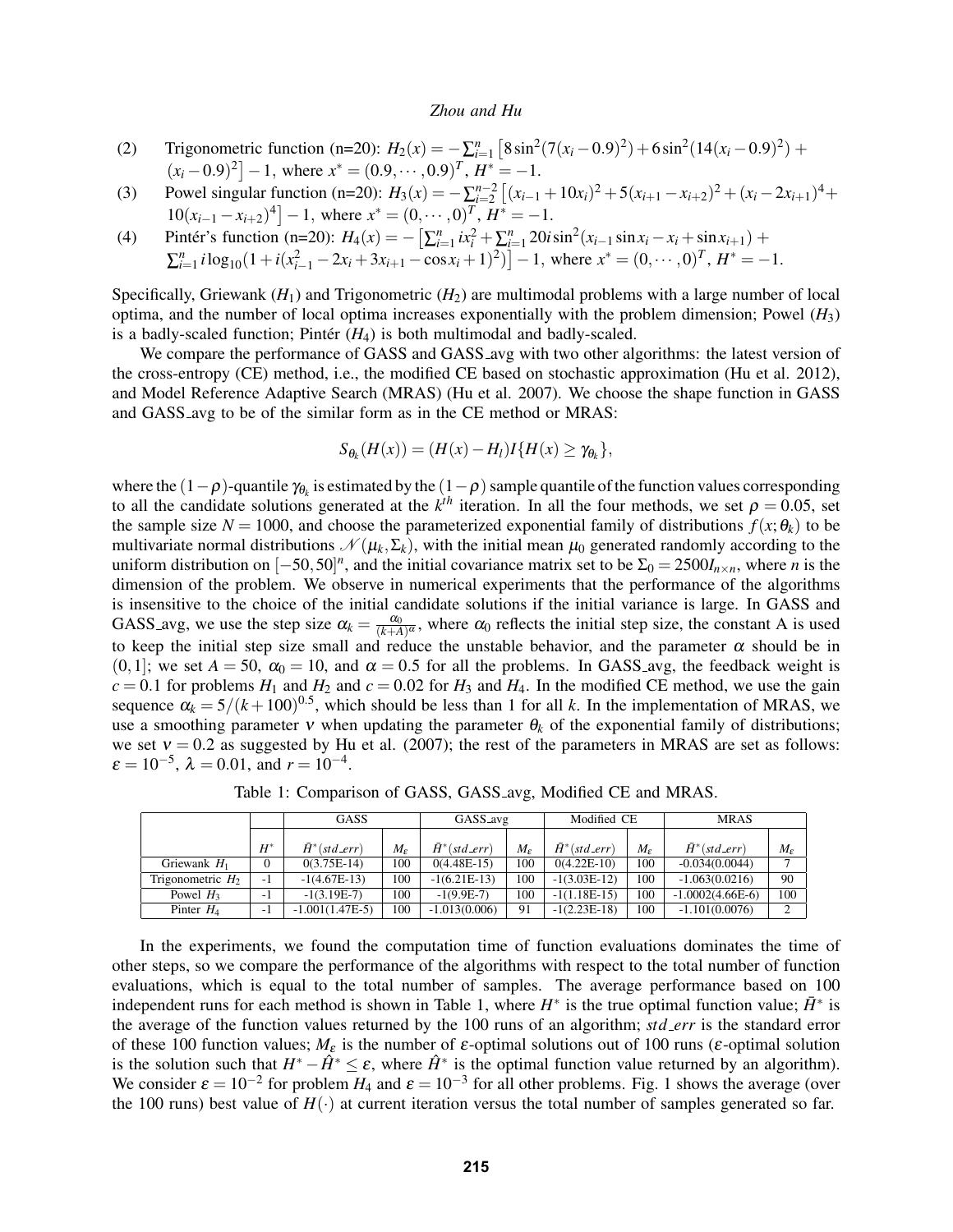(2) Trigonometric function (n=20): $H_2(x) = -\sum_{i=1}^{n} \left[8\sin^2(7(x_i - 0.9)^2) + 6\sin^2(14(x_i - 0.9)^2) + (x_i - 0.9)^2\right] - 1$, where $x^* = (0.9, \cdots, 0.9)^T$, $H^* = -1$.

(3) Powel singular function (n=20): $H_3(x) = -\sum_{i=2}^{n-2} \left[(x_{i-1} + 10x_i)^2 + 5(x_{i+1} - x_{i+2})^2 + (x_i - 2x_{i+1})^4 + 10(x_{i-1} - x_{i+2})^4\right] - 1$, where $x^* = (0, \cdots, 0)^T$, $H^* = -1$.

(4) Pintér's function (n=20): $H_4(x) = -\left[\sum_{i=1}^{n} ix_i^2 + \sum_{i=1}^{n} 20i\sin^2(x_{i-1}\sin x_i - x_i + \sin x_{i+1}) + \sum_{i=1}^{n} i\log_{10}(1 + i(x_{i-1}^2 - 2x_i + 3x_{i+1} - \cos x_i + 1)^2)\right] - 1$, where $x^* = (0, \cdots, 0)^T$, $H^* = -1$.

Specifically, Griewank ($H_1$) and Trigonometric ($H_2$) are multimodal problems with a large number of local optima, and the number of local optima increases exponentially with the problem dimension; Powel ($H_3$) is a badly-scaled function; Pintér ($H_4$) is both multimodal and badly-scaled.

We compare the performance of GASS and GASS_avg with two other algorithms: the latest version of the cross-entropy (CE) method, i.e., the modified CE based on stochastic approximation (Hu et al. 2012), and Model Reference Adaptive Search (MRAS) (Hu et al. 2007). We choose the shape function in GASS and GASS_avg to be of the similar form as in the CE method or MRAS:

$$S_{\theta_k}(H(x)) = (H(x) - H_l)I\{H(x) \geq \gamma_{\theta_k}\},$$

where the $(1-\rho)$-quantile $\gamma_{\theta_k}$ is estimated by the $(1-\rho)$ sample quantile of the function values corresponding to all the candidate solutions generated at the $k^{th}$ iteration. In all the four methods, we set $\rho = 0.05$, set the sample size $N = 1000$, and choose the parameterized exponential family of distributions $f(x;\theta_k)$ to be multivariate normal distributions $\mathcal{N}(\mu_k, \Sigma_k)$, with the initial mean $\mu_0$ generated randomly according to the uniform distribution on $[-50,50]^n$, and the initial covariance matrix set to be $\Sigma_0 = 2500I_{n\times n}$, where $n$ is the dimension of the problem. We observe in numerical experiments that the performance of the algorithms is insensitive to the choice of the initial candidate solutions if the initial variance is large. In GASS and GASS_avg, we use the step size $\alpha_k = \frac{\alpha_0}{(k+A)^\alpha}$, where $\alpha_0$ reflects the initial step size, the constant A is used to keep the initial step size small and reduce the unstable behavior, and the parameter $\alpha$ should be in $(0,1]$; we set $A = 50$, $\alpha_0 = 10$, and $\alpha = 0.5$ for all the problems. In GASS_avg, the feedback weight is $c = 0.1$ for problems $H_1$ and $H_2$ and $c = 0.02$ for $H_3$ and $H_4$. In the modified CE method, we use the gain sequence $\alpha_k = 5/(k+100)^{0.5}$, which should be less than 1 for all $k$. In the implementation of MRAS, we use a smoothing parameter $\nu$ when updating the parameter $\theta_k$ of the exponential family of distributions; we set $\nu = 0.2$ as suggested by Hu et al. (2007); the rest of the parameters in MRAS are set as follows: $\varepsilon = 10^{-5}$, $\lambda = 0.01$, and $r = 10^{-4}$.

Table 1: Comparison of GASS, GASS_avg, Modified CE and MRAS.

| | | GASS | | GASS_avg | | Modified CE | | MRAS | |
|---|---|---|---|---|---|---|---|---|---|
| | $H^*$ | $\bar{H}^*(std\_err)$ | $M_\varepsilon$ | $\bar{H}^*(std\_err)$ | $M_\varepsilon$ | $\bar{H}^*(std\_err)$ | $M_\varepsilon$ | $\bar{H}^*(std\_err)$ | $M_\varepsilon$ |
| Griewank $H_1$ | 0 | 0(3.75E-14) | 100 | 0(4.48E-15) | 100 | 0(4.22E-10) | 100 | -0.034(0.0044) | 7 |
| Trigonometric $H_2$ | -1 | -1(4.67E-13) | 100 | -1(6.21E-13) | 100 | -1(3.03E-12) | 100 | -1.063(0.0216) | 90 |
| Powel $H_3$ | -1 | -1(3.19E-7) | 100 | -1(9.9E-7) | 100 | -1(1.18E-15) | 100 | -1.0002(4.66E-6) | 100 |
| Pinter $H_4$ | -1 | -1.001(1.47E-5) | 100 | -1.013(0.006) | 91 | -1(2.23E-18) | 100 | -1.101(0.0076) | 2 |

In the experiments, we found the computation time of function evaluations dominates the time of other steps, so we compare the performance of the algorithms with respect to the total number of function evaluations, which is equal to the total number of samples. The average performance based on 100 independent runs for each method is shown in Table 1, where $H^*$ is the true optimal function value; $\bar{H}^*$ is the average of the function values returned by the 100 runs of an algorithm; *std_err* is the standard error of these 100 function values; $M_\varepsilon$ is the number of $\varepsilon$-optimal solutions out of 100 runs ($\varepsilon$-optimal solution is the solution such that $H^* - \hat{H}^* \leq \varepsilon$, where $\hat{H}^*$ is the optimal function value returned by an algorithm). We consider $\varepsilon = 10^{-2}$ for problem $H_4$ and $\varepsilon = 10^{-3}$ for all other problems. Fig. 1 shows the average (over the 100 runs) best value of $H(\cdot)$ at current iteration versus the total number of samples generated so far.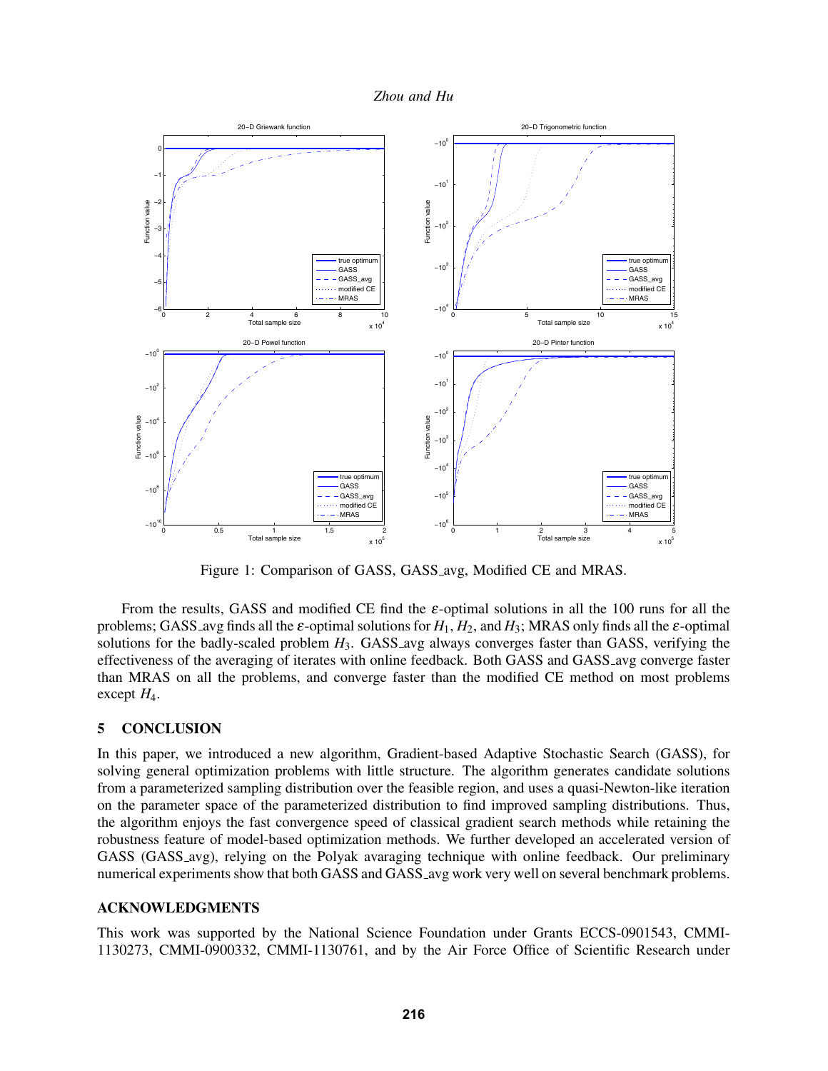Figure 1: Comparison of GASS, GASS_avg, Modified CE and MRAS.

From the results, GASS and modified CE find the $\varepsilon$-optimal solutions in all the 100 runs for all the problems; GASS_avg finds all the $\varepsilon$-optimal solutions for $H_1$, $H_2$, and $H_3$; MRAS only finds all the $\varepsilon$-optimal solutions for the badly-scaled problem $H_3$. GASS_avg always converges faster than GASS, verifying the effectiveness of the averaging of iterates with online feedback. Both GASS and GASS_avg converge faster than MRAS on all the problems, and converge faster than the modified CE method on most problems except $H_4$.

## 5 CONCLUSION

In this paper, we introduced a new algorithm, Gradient-based Adaptive Stochastic Search (GASS), for solving general optimization problems with little structure. The algorithm generates candidate solutions from a parameterized sampling distribution over the feasible region, and uses a quasi-Newton-like iteration on the parameter space of the parameterized distribution to find improved sampling distributions. Thus, the algorithm enjoys the fast convergence speed of classical gradient search methods while retaining the robustness feature of model-based optimization methods. We further developed an accelerated version of GASS (GASS_avg), relying on the Polyak avaraging technique with online feedback. Our preliminary numerical experiments show that both GASS and GASS_avg work very well on several benchmark problems.

## ACKNOWLEDGMENTS

This work was supported by the National Science Foundation under Grants ECCS-0901543, CMMI-1130273, CMMI-0900332, CMMI-1130761, and by the Air Force Office of Scientific Research under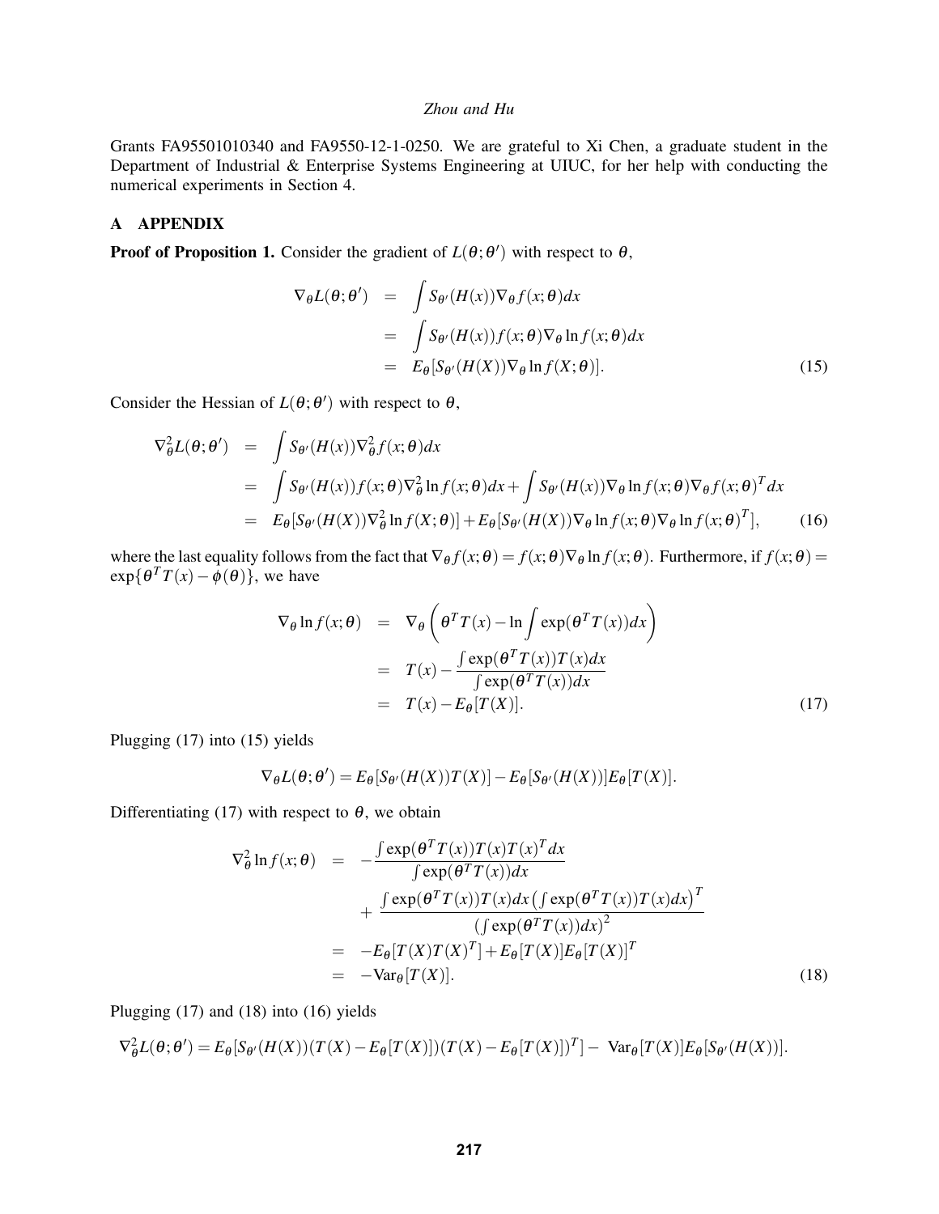Grants FA95501010340 and FA9550-12-1-0250. We are grateful to Xi Chen, a graduate student in the Department of Industrial & Enterprise Systems Engineering at UIUC, for her help with conducting the numerical experiments in Section 4.

## A APPENDIX

**Proof of Proposition 1.** Consider the gradient of $L(\theta;\theta')$ with respect to $\theta$,

$$
\begin{aligned}
\nabla_\theta L(\theta;\theta') &= \int S_{\theta'}(H(x))\nabla_\theta f(x;\theta)dx \\
&= \int S_{\theta'}(H(x))f(x;\theta)\nabla_\theta \ln f(x;\theta)dx \\
&= E_\theta[S_{\theta'}(H(X))\nabla_\theta \ln f(X;\theta)]. \qquad (15)
\end{aligned}
$$

Consider the Hessian of $L(\theta;\theta')$ with respect to $\theta$,

$$
\begin{aligned}
\nabla^2_\theta L(\theta;\theta') &= \int S_{\theta'}(H(x))\nabla^2_\theta f(x;\theta)dx \\
&= \int S_{\theta'}(H(x))f(x;\theta)\nabla^2_\theta \ln f(x;\theta)dx + \int S_{\theta'}(H(x))\nabla_\theta \ln f(x;\theta)\nabla_\theta f(x;\theta)^T dx \\
&= E_\theta[S_{\theta'}(H(X))\nabla^2_\theta \ln f(X;\theta)] + E_\theta[S_{\theta'}(H(X))\nabla_\theta \ln f(x;\theta)\nabla_\theta \ln f(x;\theta)^T], \qquad (16)
\end{aligned}
$$

where the last equality follows from the fact that $\nabla_\theta f(x;\theta) = f(x;\theta)\nabla_\theta \ln f(x;\theta)$. Furthermore, if $f(x;\theta) = \exp\{\theta^T T(x) - \phi(\theta)\}$, we have

$$
\begin{aligned}
\nabla_\theta \ln f(x;\theta) &= \nabla_\theta \left(\theta^T T(x) - \ln \int \exp(\theta^T T(x))dx\right) \\
&= T(x) - \frac{\int \exp(\theta^T T(x))T(x)dx}{\int \exp(\theta^T T(x))dx} \\
&= T(x) - E_\theta[T(X)]. \qquad (17)
\end{aligned}
$$

Plugging (17) into (15) yields

$$
\nabla_\theta L(\theta;\theta') = E_\theta[S_{\theta'}(H(X))T(X)] - E_\theta[S_{\theta'}(H(X))]E_\theta[T(X)].
$$

Differentiating (17) with respect to $\theta$, we obtain

$$
\begin{aligned}
\nabla^2_\theta \ln f(x;\theta) &= -\frac{\int \exp(\theta^T T(x))T(x)T(x)^T dx}{\int \exp(\theta^T T(x))dx} \\
&\quad + \frac{\int \exp(\theta^T T(x))T(x)dx \left(\int \exp(\theta^T T(x))T(x)dx\right)^T}{\left(\int \exp(\theta^T T(x))dx\right)^2} \\
&= -E_\theta[T(X)T(X)^T] + E_\theta[T(X)]E_\theta[T(X)]^T \\
&= -\mathrm{Var}_\theta[T(X)]. \qquad (18)
\end{aligned}
$$

Plugging (17) and (18) into (16) yields

$$
\nabla^2_\theta L(\theta;\theta') = E_\theta[S_{\theta'}(H(X))(T(X) - E_\theta[T(X)])(T(X) - E_\theta[T(X)])^T] - \mathrm{Var}_\theta[T(X)]E_\theta[S_{\theta'}(H(X))].
$$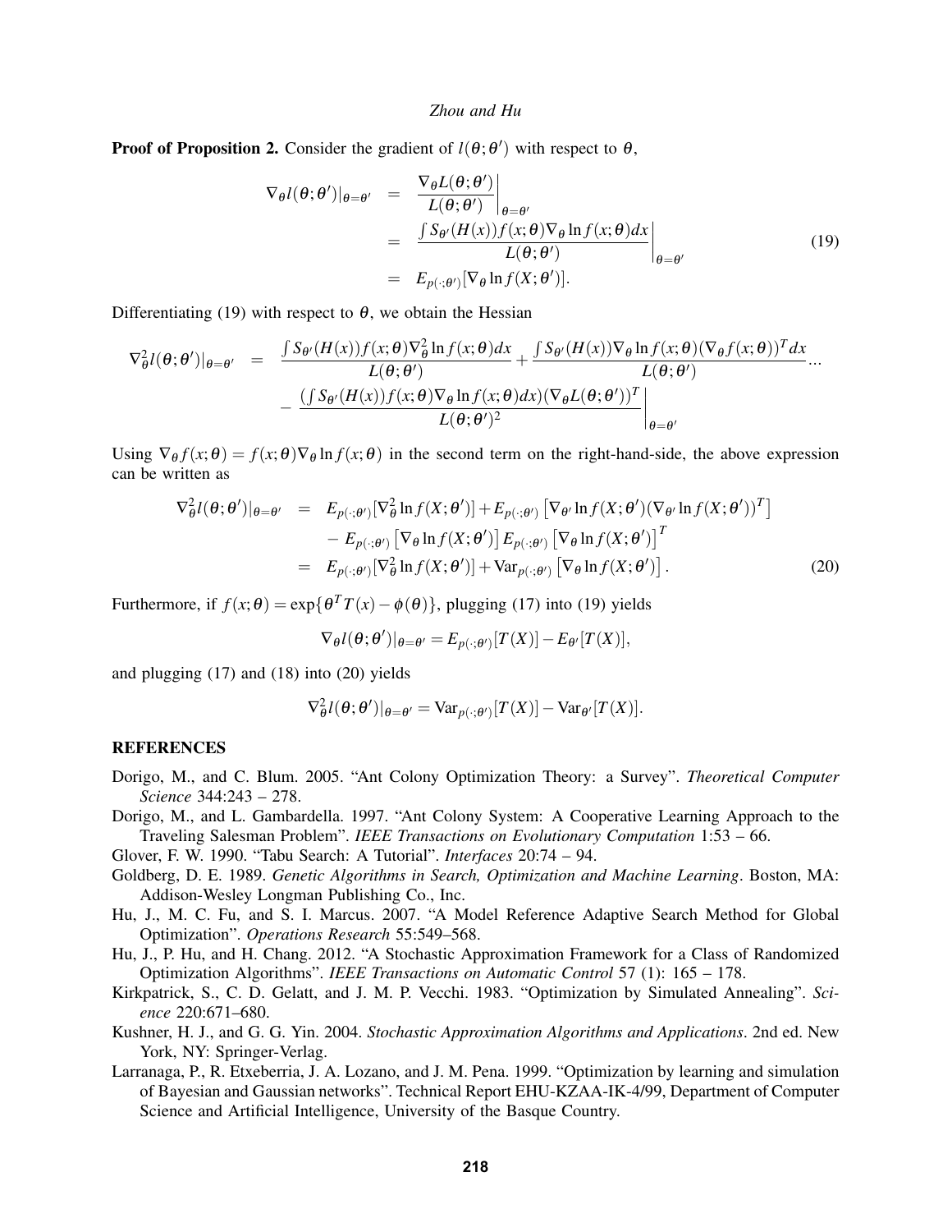**Proof of Proposition 2.** Consider the gradient of $l(\theta;\theta')$ with respect to $\theta$,

$$
\begin{aligned}
\nabla_\theta l(\theta;\theta')|_{\theta=\theta'} &= \left.\frac{\nabla_\theta L(\theta;\theta')}{L(\theta;\theta')}\right|_{\theta=\theta'} \\
&= \left.\frac{\int S_{\theta'}(H(x))f(x;\theta)\nabla_\theta \ln f(x;\theta)dx}{L(\theta;\theta')}\right|_{\theta=\theta'} \\
&= E_{p(\cdot;\theta')}[\nabla_\theta \ln f(X;\theta')].
\end{aligned} \tag{19}
$$

Differentiating (19) with respect to $\theta$, we obtain the Hessian

$$
\begin{aligned}
\nabla^2_\theta l(\theta;\theta')|_{\theta=\theta'} &= \frac{\int S_{\theta'}(H(x))f(x;\theta)\nabla^2_\theta \ln f(x;\theta)dx}{L(\theta;\theta')} + \frac{\int S_{\theta'}(H(x))\nabla_\theta \ln f(x;\theta)(\nabla_\theta f(x;\theta))^T dx}{L(\theta;\theta')} \cdots \\
&\quad - \left.\frac{(\int S_{\theta'}(H(x))f(x;\theta)\nabla_\theta \ln f(x;\theta)dx)(\nabla_\theta L(\theta;\theta'))^T}{L(\theta;\theta')^2}\right|_{\theta=\theta'}
\end{aligned}
$$

Using $\nabla_\theta f(x;\theta) = f(x;\theta)\nabla_\theta \ln f(x;\theta)$ in the second term on the right-hand-side, the above expression can be written as

$$
\begin{aligned}
\nabla^2_\theta l(\theta;\theta')|_{\theta=\theta'} &= E_{p(\cdot;\theta')}[\nabla^2_\theta \ln f(X;\theta')] + E_{p(\cdot;\theta')}\left[\nabla_{\theta'} \ln f(X;\theta')(\nabla_{\theta'} \ln f(X;\theta'))^T\right] \\
&\quad - E_{p(\cdot;\theta')}\left[\nabla_\theta \ln f(X;\theta')\right]E_{p(\cdot;\theta')}\left[\nabla_\theta \ln f(X;\theta')\right]^T \\
&= E_{p(\cdot;\theta')}[\nabla^2_\theta \ln f(X;\theta')] + \mathrm{Var}_{p(\cdot;\theta')}\left[\nabla_\theta \ln f(X;\theta')\right].
\end{aligned} \tag{20}
$$

Furthermore, if $f(x;\theta) = \exp\{\theta^T T(x) - \phi(\theta)\}$, plugging (17) into (19) yields

$$
\nabla_\theta l(\theta;\theta')|_{\theta=\theta'} = E_{p(\cdot;\theta')}[T(X)] - E_{\theta'}[T(X)],
$$

and plugging (17) and (18) into (20) yields

$$
\nabla^2_\theta l(\theta;\theta')|_{\theta=\theta'} = \mathrm{Var}_{p(\cdot;\theta')}[T(X)] - \mathrm{Var}_{\theta'}[T(X)].
$$

## REFERENCES

Dorigo, M., and C. Blum. 2005. "Ant Colony Optimization Theory: a Survey". *Theoretical Computer Science* 344:243 – 278.

Dorigo, M., and L. Gambardella. 1997. "Ant Colony System: A Cooperative Learning Approach to the Traveling Salesman Problem". *IEEE Transactions on Evolutionary Computation* 1:53 – 66.

Glover, F. W. 1990. "Tabu Search: A Tutorial". *Interfaces* 20:74 – 94.

Goldberg, D. E. 1989. *Genetic Algorithms in Search, Optimization and Machine Learning*. Boston, MA: Addison-Wesley Longman Publishing Co., Inc.

Hu, J., M. C. Fu, and S. I. Marcus. 2007. "A Model Reference Adaptive Search Method for Global Optimization". *Operations Research* 55:549–568.

Hu, J., P. Hu, and H. Chang. 2012. "A Stochastic Approximation Framework for a Class of Randomized Optimization Algorithms". *IEEE Transactions on Automatic Control* 57 (1): 165 – 178.

Kirkpatrick, S., C. D. Gelatt, and J. M. P. Vecchi. 1983. "Optimization by Simulated Annealing". *Science* 220:671–680.

Kushner, H. J., and G. G. Yin. 2004. *Stochastic Approximation Algorithms and Applications*. 2nd ed. New York, NY: Springer-Verlag.

Larranaga, P., R. Etxeberria, J. A. Lozano, and J. M. Pena. 1999. "Optimization by learning and simulation of Bayesian and Gaussian networks". Technical Report EHU-KZAA-IK-4/99, Department of Computer Science and Artificial Intelligence, University of the Basque Country.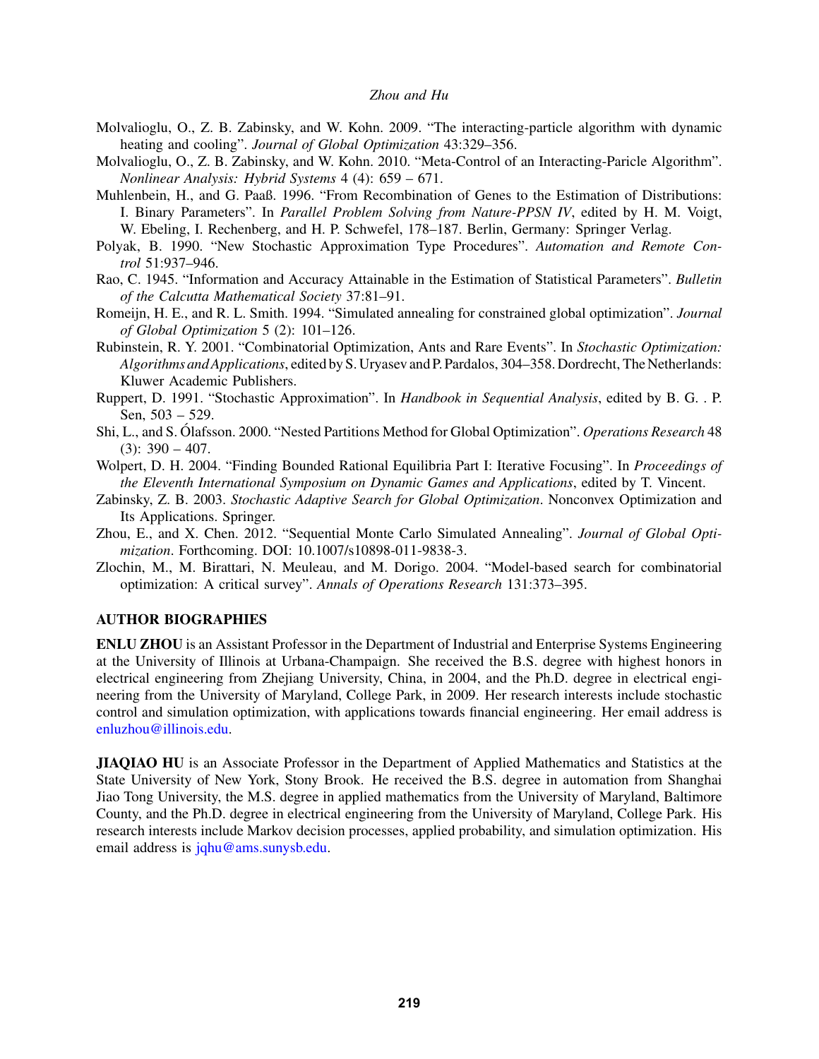Molvalioglu, O., Z. B. Zabinsky, and W. Kohn. 2009. “The interacting-particle algorithm with dynamic heating and cooling”. *Journal of Global Optimization* 43:329–356.

Molvalioglu, O., Z. B. Zabinsky, and W. Kohn. 2010. “Meta-Control of an Interacting-Paricle Algorithm”. *Nonlinear Analysis: Hybrid Systems* 4 (4): 659 – 671.

Muhlenbein, H., and G. Paaß. 1996. “From Recombination of Genes to the Estimation of Distributions: I. Binary Parameters”. In *Parallel Problem Solving from Nature-PPSN IV*, edited by H. M. Voigt, W. Ebeling, I. Rechenberg, and H. P. Schwefel, 178–187. Berlin, Germany: Springer Verlag.

Polyak, B. 1990. “New Stochastic Approximation Type Procedures”. *Automation and Remote Control* 51:937–946.

Rao, C. 1945. “Information and Accuracy Attainable in the Estimation of Statistical Parameters”. *Bulletin of the Calcutta Mathematical Society* 37:81–91.

Romeijn, H. E., and R. L. Smith. 1994. “Simulated annealing for constrained global optimization”. *Journal of Global Optimization* 5 (2): 101–126.

Rubinstein, R. Y. 2001. “Combinatorial Optimization, Ants and Rare Events”. In *Stochastic Optimization: Algorithms and Applications*, edited by S. Uryasev and P. Pardalos, 304–358. Dordrecht, The Netherlands: Kluwer Academic Publishers.

Ruppert, D. 1991. “Stochastic Approximation”. In *Handbook in Sequential Analysis*, edited by B. G. . P. Sen, 503 – 529.

Shi, L., and S. Ólafsson. 2000. “Nested Partitions Method for Global Optimization”. *Operations Research* 48 (3): 390 – 407.

Wolpert, D. H. 2004. “Finding Bounded Rational Equilibria Part I: Iterative Focusing”. In *Proceedings of the Eleventh International Symposium on Dynamic Games and Applications*, edited by T. Vincent.

Zabinsky, Z. B. 2003. *Stochastic Adaptive Search for Global Optimization*. Nonconvex Optimization and Its Applications. Springer.

Zhou, E., and X. Chen. 2012. “Sequential Monte Carlo Simulated Annealing”. *Journal of Global Optimization*. Forthcoming. DOI: 10.1007/s10898-011-9838-3.

Zlochin, M., M. Birattari, N. Meuleau, and M. Dorigo. 2004. “Model-based search for combinatorial optimization: A critical survey”. *Annals of Operations Research* 131:373–395.

## AUTHOR BIOGRAPHIES

**ENLU ZHOU** is an Assistant Professor in the Department of Industrial and Enterprise Systems Engineering at the University of Illinois at Urbana-Champaign. She received the B.S. degree with highest honors in electrical engineering from Zhejiang University, China, in 2004, and the Ph.D. degree in electrical engineering from the University of Maryland, College Park, in 2009. Her research interests include stochastic control and simulation optimization, with applications towards financial engineering. Her email address is enluzhou@illinois.edu.

**JIAQIAO HU** is an Associate Professor in the Department of Applied Mathematics and Statistics at the State University of New York, Stony Brook. He received the B.S. degree in automation from Shanghai Jiao Tong University, the M.S. degree in applied mathematics from the University of Maryland, Baltimore County, and the Ph.D. degree in electrical engineering from the University of Maryland, College Park. His research interests include Markov decision processes, applied probability, and simulation optimization. His email address is jqhu@ams.sunysb.edu.